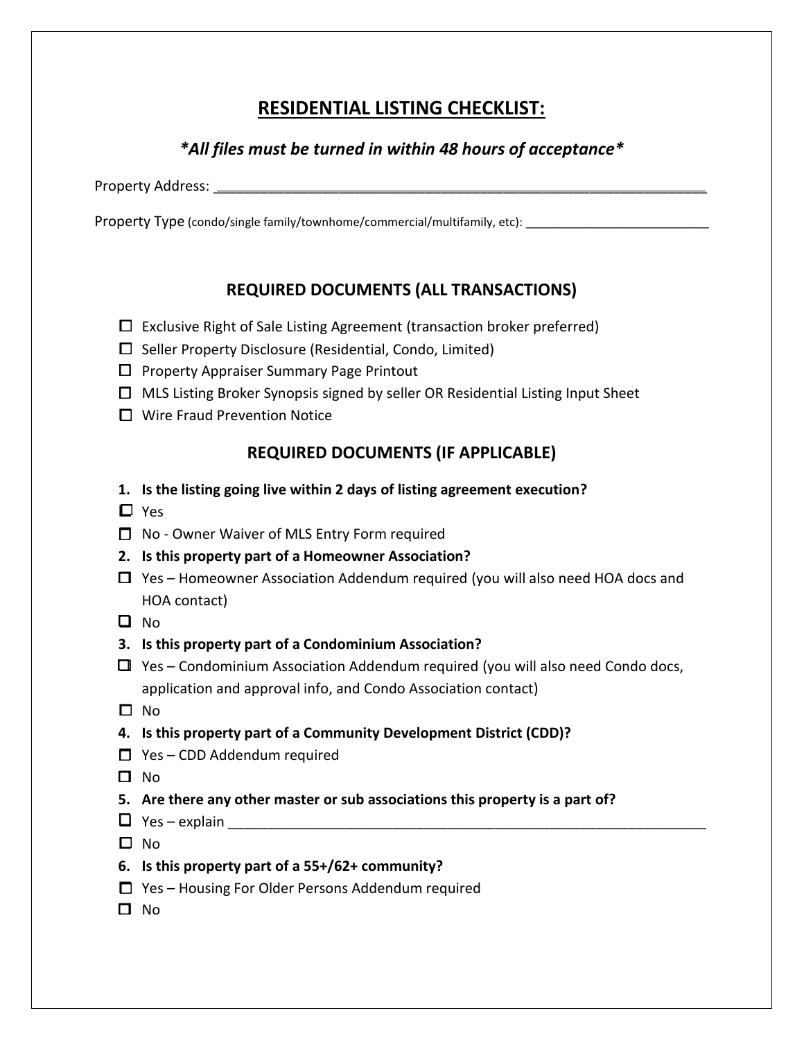# RESIDENTIAL LISTING CHECKLIST:

***All files must be turned in within 48 hours of acceptance***

Property Address: ___________________________________________________________________

Property Type (condo/single family/townhome/commercial/multifamily, etc): _________________________

## REQUIRED DOCUMENTS (ALL TRANSACTIONS)

- ☐ Exclusive Right of Sale Listing Agreement (transaction broker preferred)
- ☐ Seller Property Disclosure (Residential, Condo, Limited)
- ☐ Property Appraiser Summary Page Printout
- ☐ MLS Listing Broker Synopsis signed by seller OR Residential Listing Input Sheet
- ☐ Wire Fraud Prevention Notice

## REQUIRED DOCUMENTS (IF APPLICABLE)

**1. Is the listing going live within 2 days of listing agreement execution?**

- ☐ Yes
- ☐ No - Owner Waiver of MLS Entry Form required

**2. Is this property part of a Homeowner Association?**

- ☐ Yes – Homeowner Association Addendum required (you will also need HOA docs and HOA contact)
- ☐ No

**3. Is this property part of a Condominium Association?**

- ☐ Yes – Condominium Association Addendum required (you will also need Condo docs, application and approval info, and Condo Association contact)
- ☐ No

**4. Is this property part of a Community Development District (CDD)?**

- ☐ Yes – CDD Addendum required
- ☐ No

**5. Are there any other master or sub associations this property is a part of?**

- ☐ Yes – explain ______________________________________________________________
- ☐ No

**6. Is this property part of a 55+/62+ community?**

- ☐ Yes – Housing For Older Persons Addendum required
- ☐ No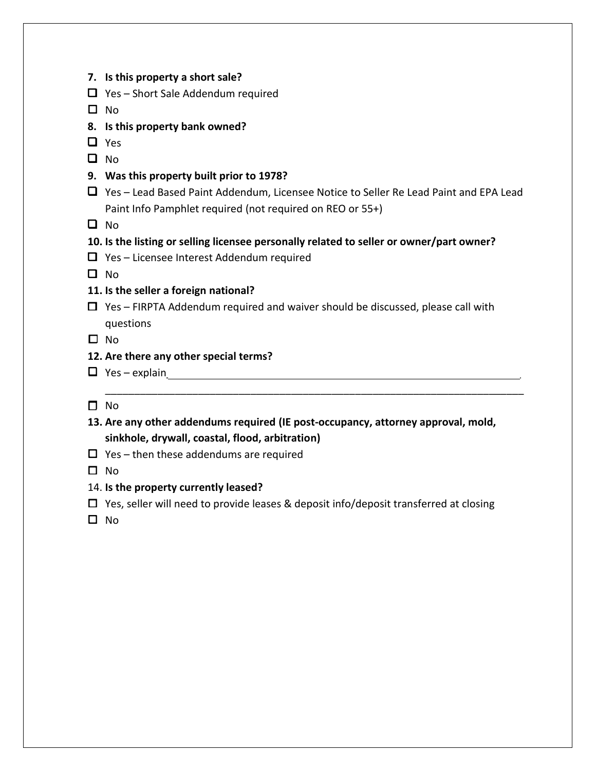**7. Is this property a short sale?**

- ☐ Yes – Short Sale Addendum required
- ☐ No

**8. Is this property bank owned?**

- ☐ Yes
- ☐ No

**9. Was this property built prior to 1978?**

- ☐ Yes – Lead Based Paint Addendum, Licensee Notice to Seller Re Lead Paint and EPA Lead Paint Info Pamphlet required (not required on REO or 55+)
- ☐ No

**10. Is the listing or selling licensee personally related to seller or owner/part owner?**

- ☐ Yes – Licensee Interest Addendum required
- ☐ No

**11. Is the seller a foreign national?**

- ☐ Yes – FIRPTA Addendum required and waiver should be discussed, please call with questions
- ☐ No

**12. Are there any other special terms?**

- ☐ Yes – explain\_\_\_\_\_\_\_\_\_\_\_\_\_\_\_\_\_\_\_\_\_\_\_\_\_\_\_\_\_\_\_\_\_\_\_\_\_\_\_\_\_\_\_\_\_\_\_\_\_\_\_\_\_\_\_\_\_\_\_\_.
  \_\_\_\_\_\_\_\_\_\_\_\_\_\_\_\_\_\_\_\_\_\_\_\_\_\_\_\_\_\_\_\_\_\_\_\_\_\_\_\_\_\_\_\_\_\_\_\_\_\_\_\_\_\_\_\_\_\_\_\_\_\_\_\_\_\_\_\_\_\_\_\_
- ☐ No

**13. Are any other addendums required (IE post-occupancy, attorney approval, mold, sinkhole, drywall, coastal, flood, arbitration)**

- ☐ Yes – then these addendums are required
- ☐ No

14. **Is the property currently leased?**

- ☐ Yes, seller will need to provide leases & deposit info/deposit transferred at closing
- ☐ No